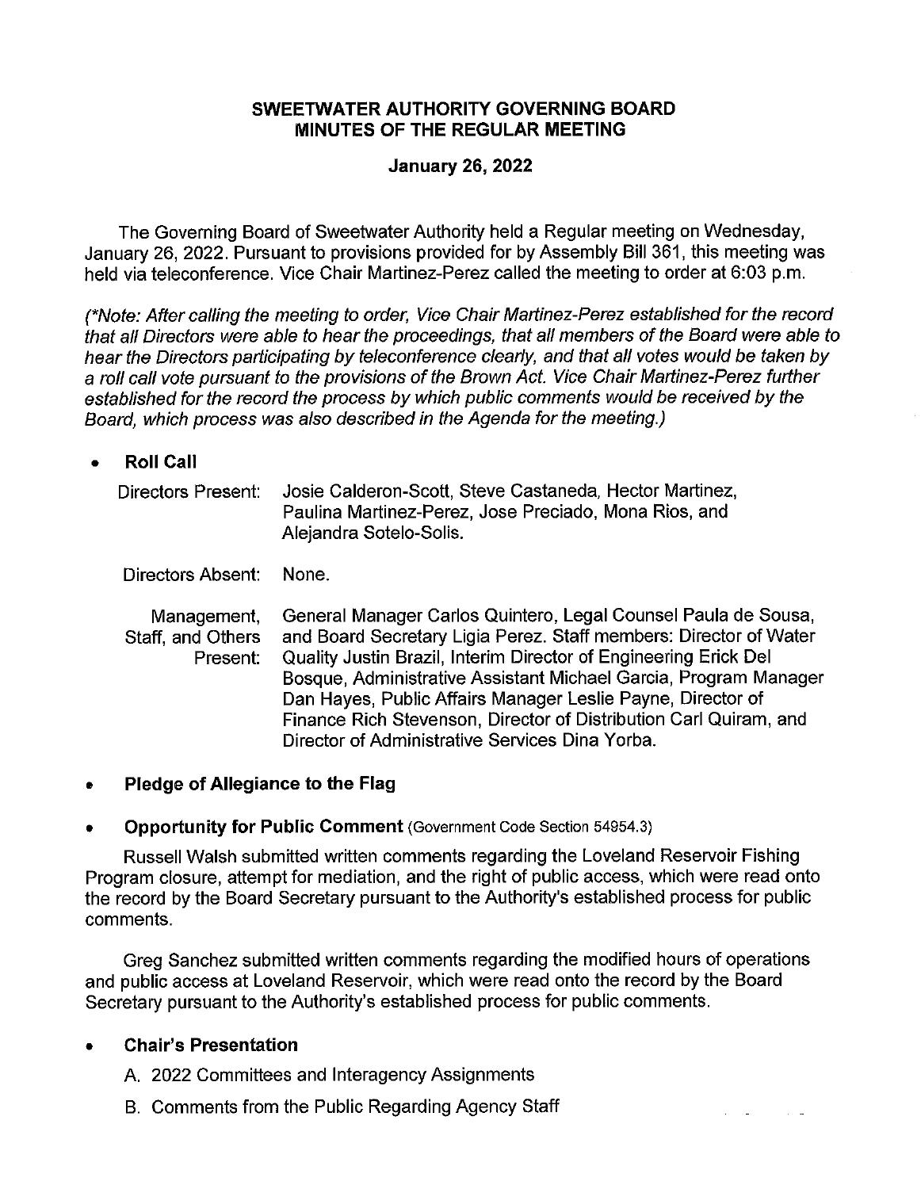# SWEETWATER AUTHORITY GOVERNING BOARD
## MINUTES OF THE REGULAR MEETING

**January 26, 2022**

The Governing Board of Sweetwater Authority held a Regular meeting on Wednesday, January 26, 2022. Pursuant to provisions provided for by Assembly Bill 361, this meeting was held via teleconference. Vice Chair Martinez-Perez called the meeting to order at 6:03 p.m.

*(\*Note: After calling the meeting to order, Vice Chair Martinez-Perez established for the record that all Directors were able to hear the proceedings, that all members of the Board were able to hear the Directors participating by teleconference clearly, and that all votes would be taken by a roll call vote pursuant to the provisions of the Brown Act. Vice Chair Martinez-Perez further established for the record the process by which public comments would be received by the Board, which process was also described in the Agenda for the meeting.)*

- **Roll Call**

  Directors Present: Josie Calderon-Scott, Steve Castaneda, Hector Martinez, Paulina Martinez-Perez, Jose Preciado, Mona Rios, and Alejandra Sotelo-Solis.

  Directors Absent: None.

  Management, Staff, and Others Present: General Manager Carlos Quintero, Legal Counsel Paula de Sousa, and Board Secretary Ligia Perez. Staff members: Director of Water Quality Justin Brazil, Interim Director of Engineering Erick Del Bosque, Administrative Assistant Michael Garcia, Program Manager Dan Hayes, Public Affairs Manager Leslie Payne, Director of Finance Rich Stevenson, Director of Distribution Carl Quiram, and Director of Administrative Services Dina Yorba.

- **Pledge of Allegiance to the Flag**

- **Opportunity for Public Comment** (Government Code Section 54954.3)

  Russell Walsh submitted written comments regarding the Loveland Reservoir Fishing Program closure, attempt for mediation, and the right of public access, which were read onto the record by the Board Secretary pursuant to the Authority's established process for public comments.

  Greg Sanchez submitted written comments regarding the modified hours of operations and public access at Loveland Reservoir, which were read onto the record by the Board Secretary pursuant to the Authority's established process for public comments.

- **Chair's Presentation**

  A. 2022 Committees and Interagency Assignments

  B. Comments from the Public Regarding Agency Staff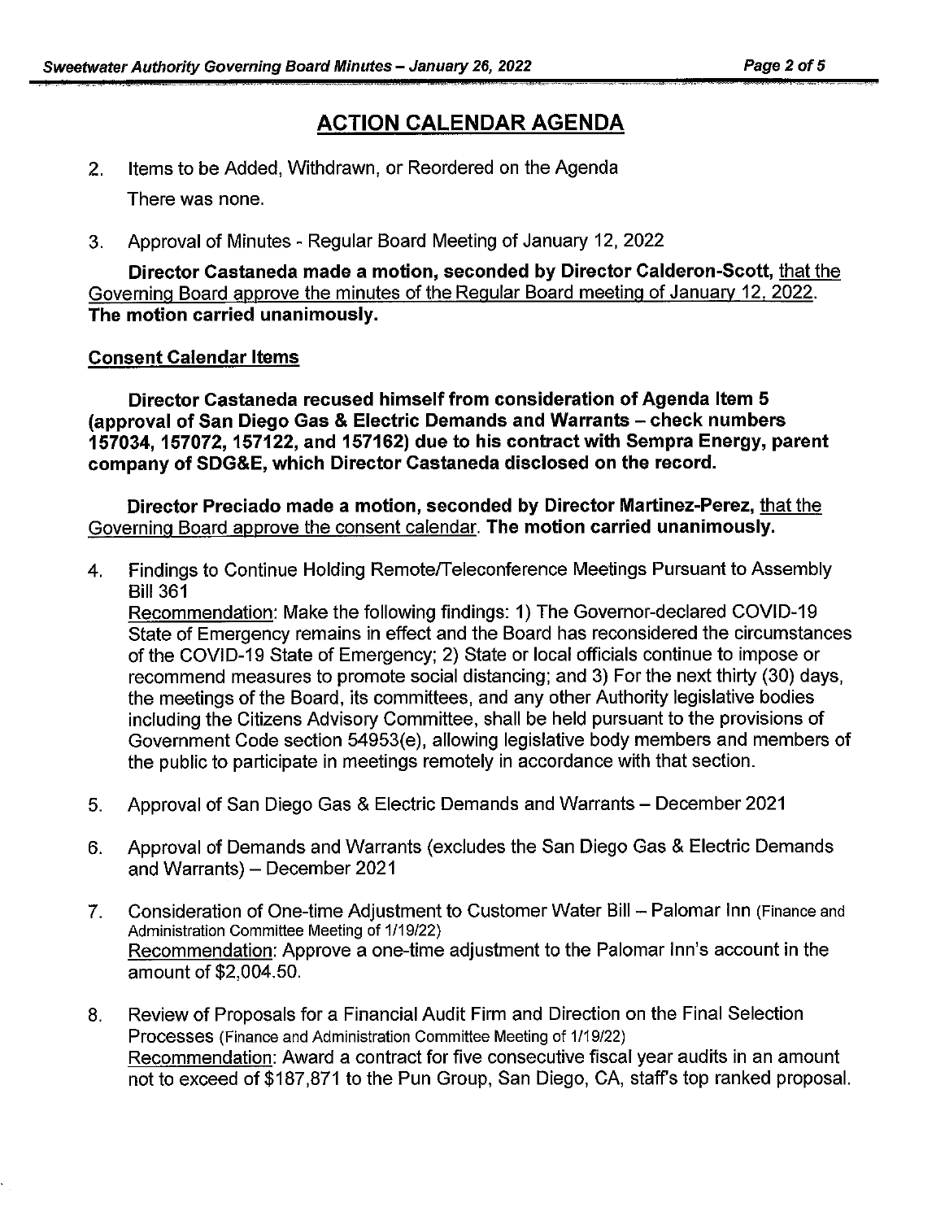## ACTION CALENDAR AGENDA

2. Items to be Added, Withdrawn, or Reordered on the Agenda

   There was none.

3. Approval of Minutes - Regular Board Meeting of January 12, 2022

   **Director Castaneda made a motion, seconded by Director Calderon-Scott,** that the Governing Board approve the minutes of the Regular Board meeting of January 12, 2022. **The motion carried unanimously.**

### Consent Calendar Items

**Director Castaneda recused himself from consideration of Agenda Item 5 (approval of San Diego Gas & Electric Demands and Warrants – check numbers 157034, 157072, 157122, and 157162) due to his contract with Sempra Energy, parent company of SDG&E, which Director Castaneda disclosed on the record.**

**Director Preciado made a motion, seconded by Director Martinez-Perez,** that the Governing Board approve the consent calendar. **The motion carried unanimously.**

4. Findings to Continue Holding Remote/Teleconference Meetings Pursuant to Assembly Bill 361
   Recommendation: Make the following findings: 1) The Governor-declared COVID-19 State of Emergency remains in effect and the Board has reconsidered the circumstances of the COVID-19 State of Emergency; 2) State or local officials continue to impose or recommend measures to promote social distancing; and 3) For the next thirty (30) days, the meetings of the Board, its committees, and any other Authority legislative bodies including the Citizens Advisory Committee, shall be held pursuant to the provisions of Government Code section 54953(e), allowing legislative body members and members of the public to participate in meetings remotely in accordance with that section.

5. Approval of San Diego Gas & Electric Demands and Warrants – December 2021

6. Approval of Demands and Warrants (excludes the San Diego Gas & Electric Demands and Warrants) – December 2021

7. Consideration of One-time Adjustment to Customer Water Bill – Palomar Inn (Finance and Administration Committee Meeting of 1/19/22)
   Recommendation: Approve a one-time adjustment to the Palomar Inn's account in the amount of $2,004.50.

8. Review of Proposals for a Financial Audit Firm and Direction on the Final Selection Processes (Finance and Administration Committee Meeting of 1/19/22)
   Recommendation: Award a contract for five consecutive fiscal year audits in an amount not to exceed of $187,871 to the Pun Group, San Diego, CA, staff's top ranked proposal.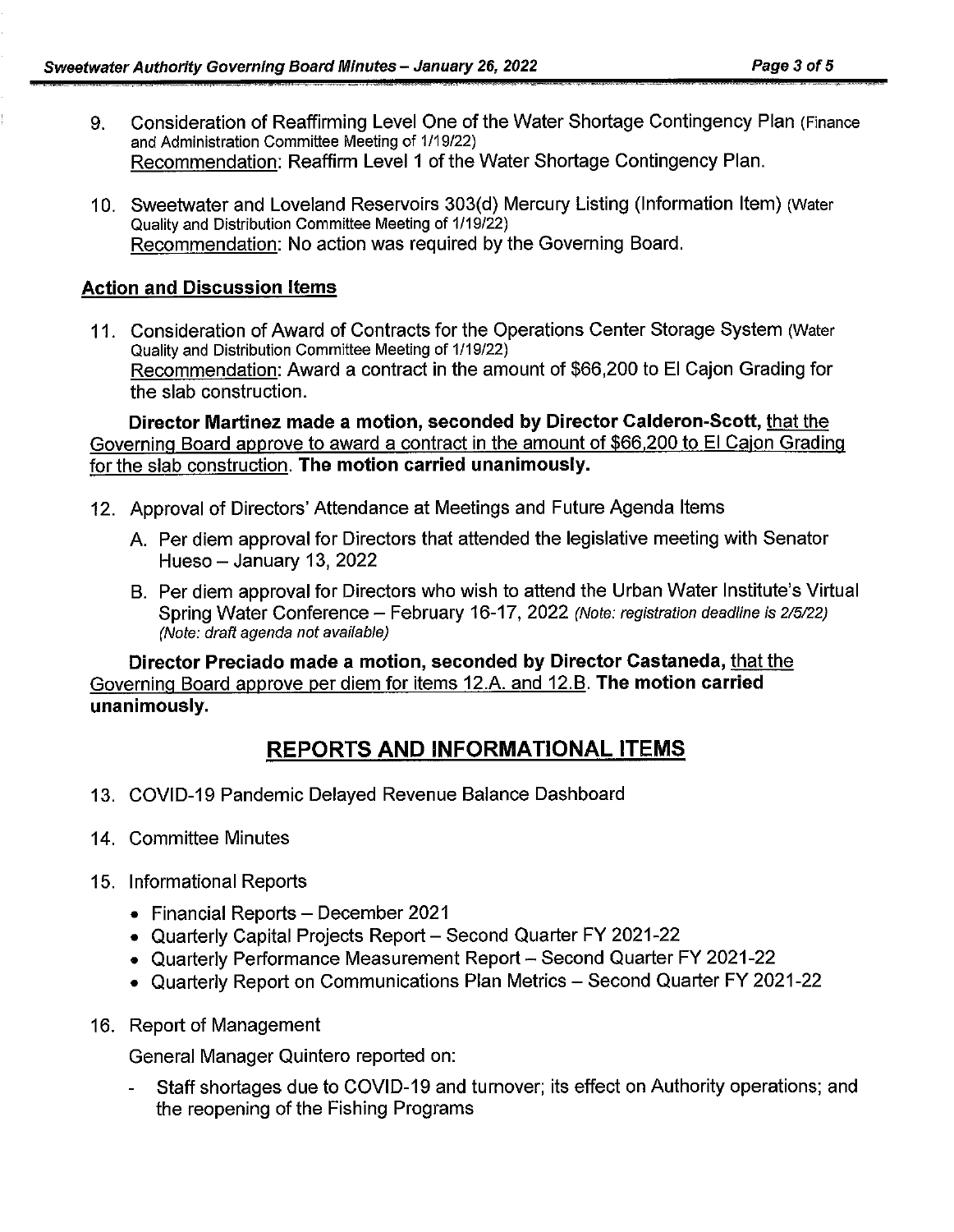9. Consideration of Reaffirming Level One of the Water Shortage Contingency Plan (Finance and Administration Committee Meeting of 1/19/22)
   Recommendation: Reaffirm Level 1 of the Water Shortage Contingency Plan.

10. Sweetwater and Loveland Reservoirs 303(d) Mercury Listing (Information Item) (Water Quality and Distribution Committee Meeting of 1/19/22)
    Recommendation: No action was required by the Governing Board.

## Action and Discussion Items

11. Consideration of Award of Contracts for the Operations Center Storage System (Water Quality and Distribution Committee Meeting of 1/19/22)
    Recommendation: Award a contract in the amount of $66,200 to El Cajon Grading for the slab construction.

**Director Martinez made a motion, seconded by Director Calderon-Scott,** that the Governing Board approve to award a contract in the amount of $66,200 to El Cajon Grading for the slab construction. **The motion carried unanimously.**

12. Approval of Directors' Attendance at Meetings and Future Agenda Items
    A. Per diem approval for Directors that attended the legislative meeting with Senator Hueso – January 13, 2022
    B. Per diem approval for Directors who wish to attend the Urban Water Institute's Virtual Spring Water Conference – February 16-17, 2022 *(Note: registration deadline is 2/5/22) (Note: draft agenda not available)*

**Director Preciado made a motion, seconded by Director Castaneda,** that the Governing Board approve per diem for items 12.A. and 12.B. **The motion carried unanimously.**

# REPORTS AND INFORMATIONAL ITEMS

13. COVID-19 Pandemic Delayed Revenue Balance Dashboard

14. Committee Minutes

15. Informational Reports
    - Financial Reports – December 2021
    - Quarterly Capital Projects Report – Second Quarter FY 2021-22
    - Quarterly Performance Measurement Report – Second Quarter FY 2021-22
    - Quarterly Report on Communications Plan Metrics – Second Quarter FY 2021-22

16. Report of Management

    General Manager Quintero reported on:

    - Staff shortages due to COVID-19 and turnover; its effect on Authority operations; and the reopening of the Fishing Programs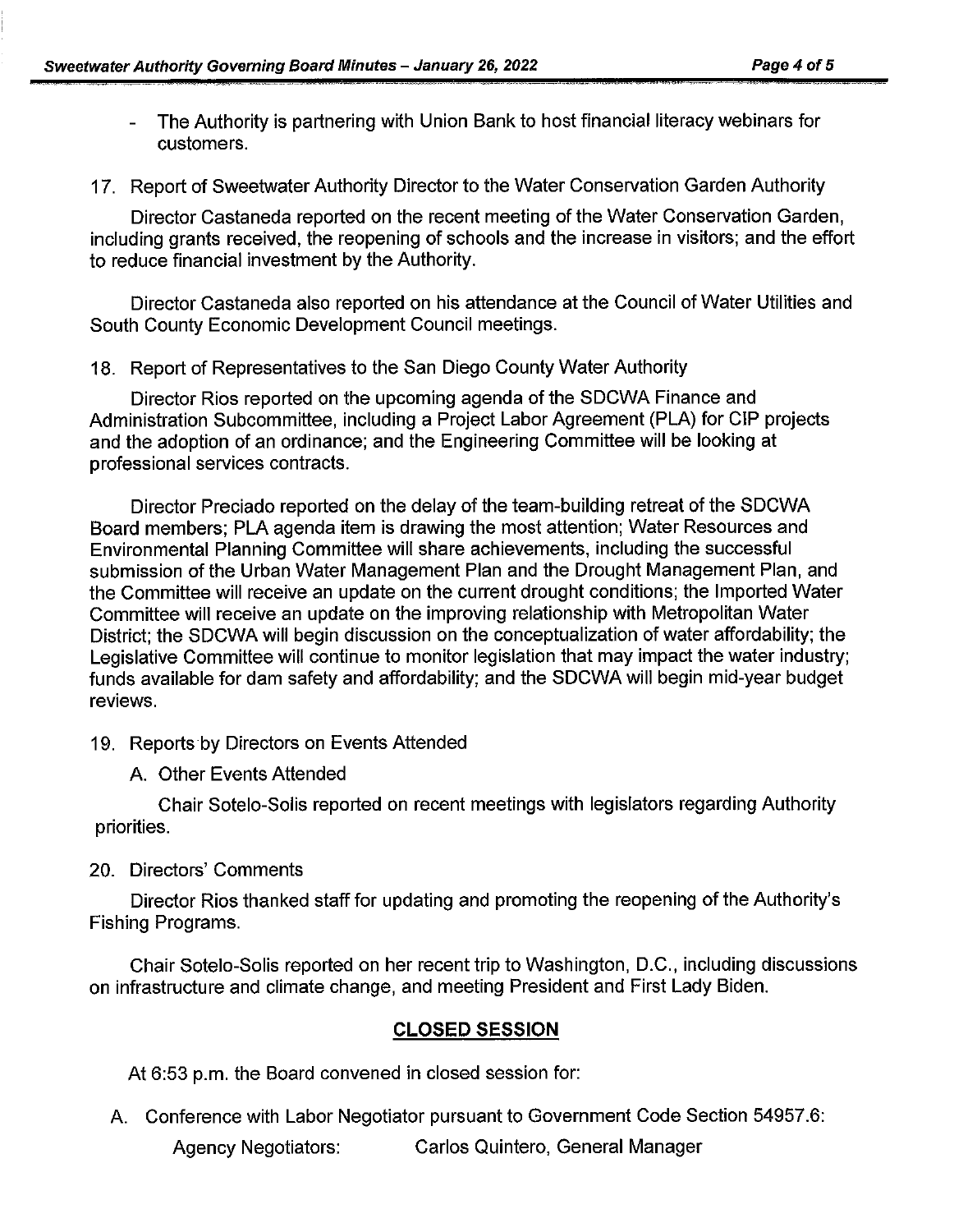- The Authority is partnering with Union Bank to host financial literacy webinars for customers.

17. Report of Sweetwater Authority Director to the Water Conservation Garden Authority

Director Castaneda reported on the recent meeting of the Water Conservation Garden, including grants received, the reopening of schools and the increase in visitors; and the effort to reduce financial investment by the Authority.

Director Castaneda also reported on his attendance at the Council of Water Utilities and South County Economic Development Council meetings.

18. Report of Representatives to the San Diego County Water Authority

Director Rios reported on the upcoming agenda of the SDCWA Finance and Administration Subcommittee, including a Project Labor Agreement (PLA) for CIP projects and the adoption of an ordinance; and the Engineering Committee will be looking at professional services contracts.

Director Preciado reported on the delay of the team-building retreat of the SDCWA Board members; PLA agenda item is drawing the most attention; Water Resources and Environmental Planning Committee will share achievements, including the successful submission of the Urban Water Management Plan and the Drought Management Plan, and the Committee will receive an update on the current drought conditions; the Imported Water Committee will receive an update on the improving relationship with Metropolitan Water District; the SDCWA will begin discussion on the conceptualization of water affordability; the Legislative Committee will continue to monitor legislation that may impact the water industry; funds available for dam safety and affordability; and the SDCWA will begin mid-year budget reviews.

19. Reports by Directors on Events Attended

   A. Other Events Attended

   Chair Sotelo-Solis reported on recent meetings with legislators regarding Authority priorities.

20. Directors' Comments

Director Rios thanked staff for updating and promoting the reopening of the Authority's Fishing Programs.

Chair Sotelo-Solis reported on her recent trip to Washington, D.C., including discussions on infrastructure and climate change, and meeting President and First Lady Biden.

## CLOSED SESSION

At 6:53 p.m. the Board convened in closed session for:

A. Conference with Labor Negotiator pursuant to Government Code Section 54957.6:

   Agency Negotiators: Carlos Quintero, General Manager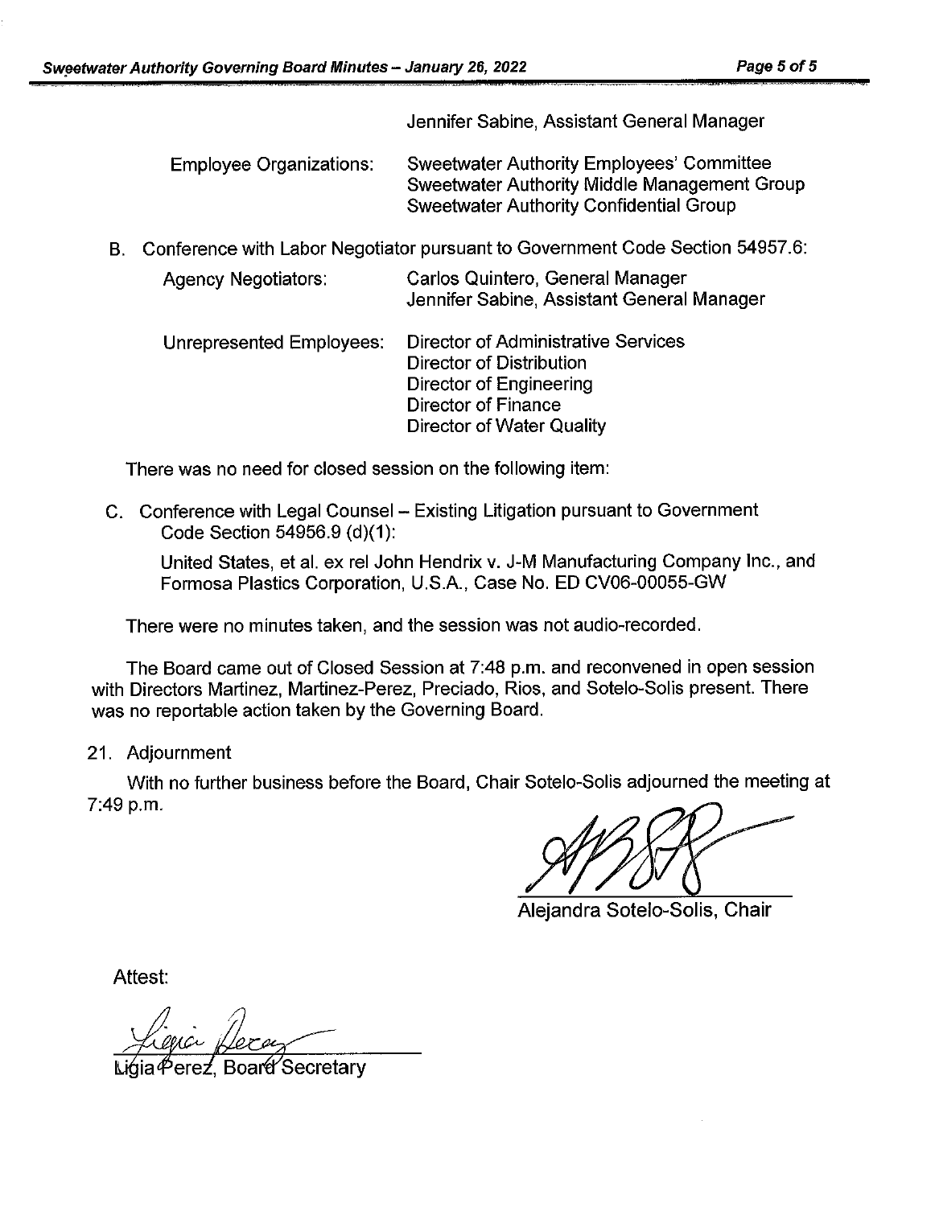Jennifer Sabine, Assistant General Manager

Employee Organizations: Sweetwater Authority Employees' Committee
Sweetwater Authority Middle Management Group
Sweetwater Authority Confidential Group

B. Conference with Labor Negotiator pursuant to Government Code Section 54957.6:

Agency Negotiators: Carlos Quintero, General Manager
Jennifer Sabine, Assistant General Manager

Unrepresented Employees: Director of Administrative Services
Director of Distribution
Director of Engineering
Director of Finance
Director of Water Quality

There was no need for closed session on the following item:

C. Conference with Legal Counsel – Existing Litigation pursuant to Government Code Section 54956.9 (d)(1):

United States, et al. ex rel John Hendrix v. J-M Manufacturing Company Inc., and Formosa Plastics Corporation, U.S.A., Case No. ED CV06-00055-GW

There were no minutes taken, and the session was not audio-recorded.

The Board came out of Closed Session at 7:48 p.m. and reconvened in open session with Directors Martinez, Martinez-Perez, Preciado, Rios, and Sotelo-Solis present. There was no reportable action taken by the Governing Board.

21. Adjournment

With no further business before the Board, Chair Sotelo-Solis adjourned the meeting at 7:49 p.m.

Alejandra Sotelo-Solis, Chair

Attest:

Ligia Perez, Board Secretary